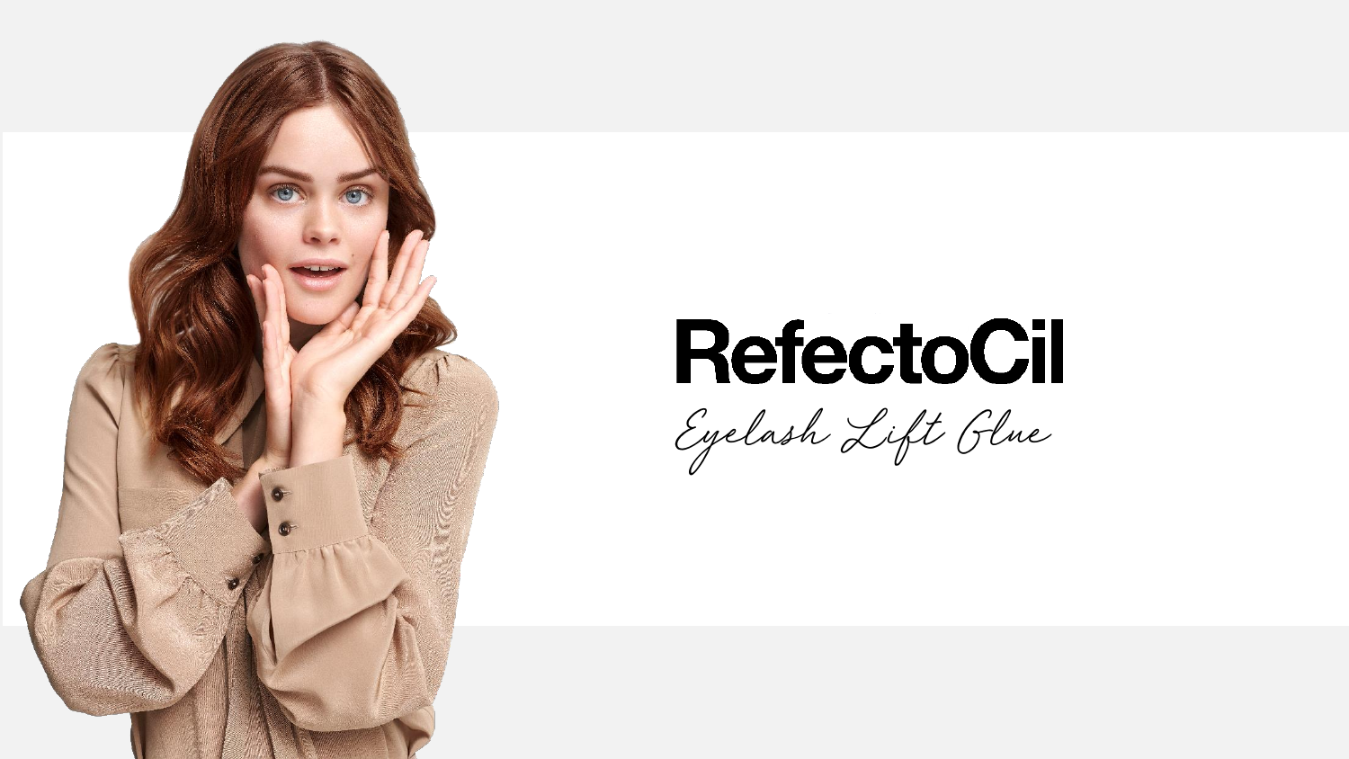# RefectoCil

*Eyelash Lift Glue*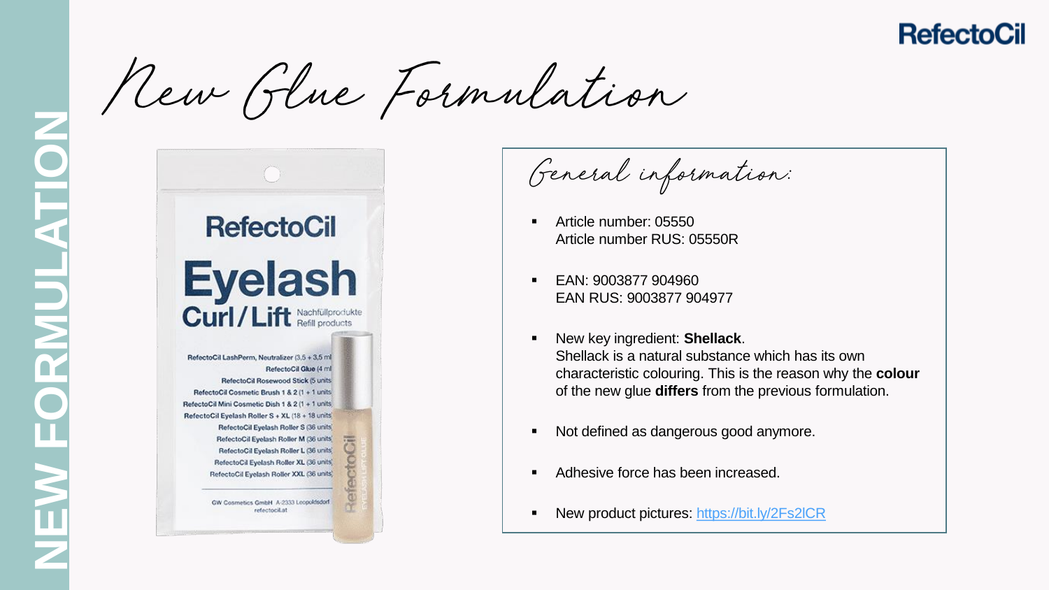# New Glue Formulation

## General information:

- Article number: 05550
  Article number RUS: 05550R
- EAN: 9003877 904960
  EAN RUS: 9003877 904977
- New key ingredient: **Shellack**.
  Shellack is a natural substance which has its own characteristic colouring. This is the reason why the **colour** of the new glue **differs** from the previous formulation.
- Not defined as dangerous good anymore.
- Adhesive force has been increased.
- New product pictures: https://bit.ly/2Fs2lCR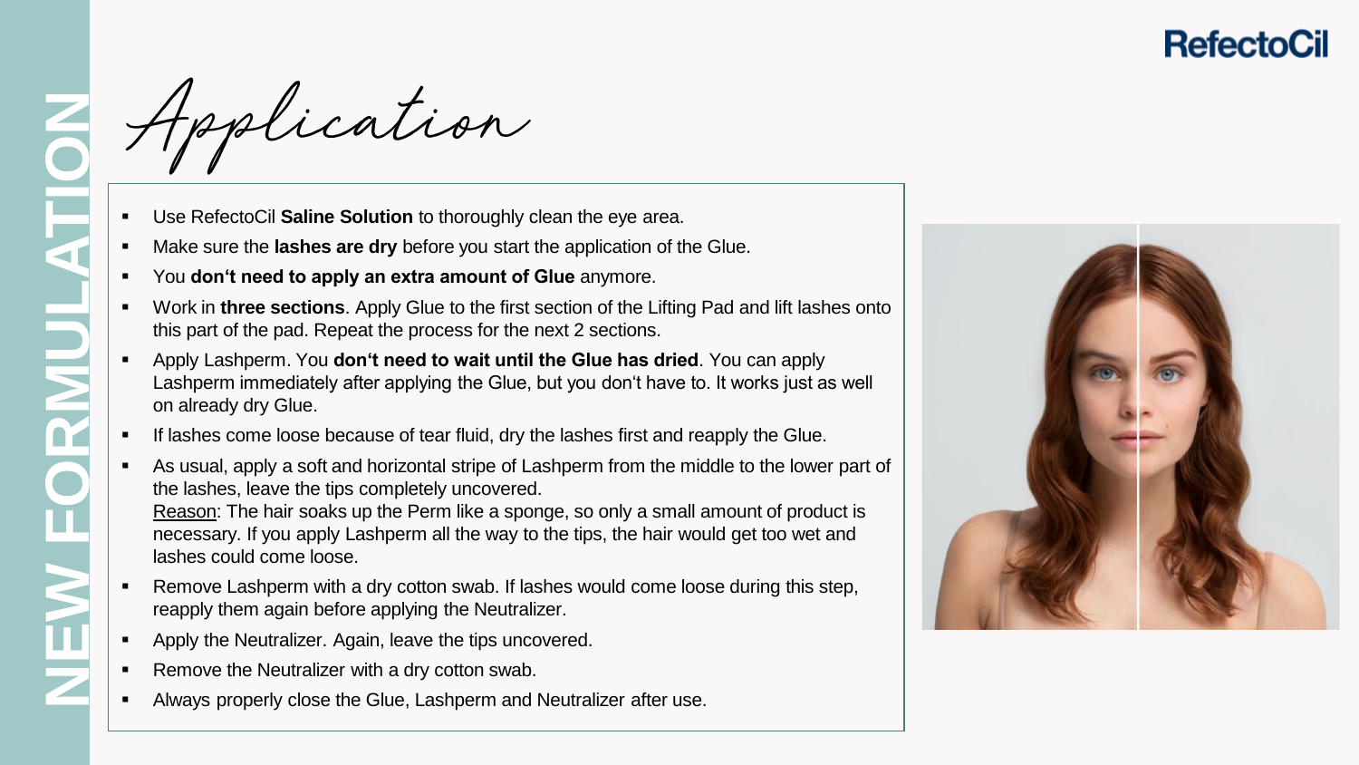NEW FORMULATION

# Application

- Use RefectoCil **Saline Solution** to thoroughly clean the eye area.
- Make sure the **lashes are dry** before you start the application of the Glue.
- You **don't need to apply an extra amount of Glue** anymore.
- Work in **three sections**. Apply Glue to the first section of the Lifting Pad and lift lashes onto this part of the pad. Repeat the process for the next 2 sections.
- Apply Lashperm. You **don't need to wait until the Glue has dried**. You can apply Lashperm immediately after applying the Glue, but you don't have to. It works just as well on already dry Glue.
- If lashes come loose because of tear fluid, dry the lashes first and reapply the Glue.
- As usual, apply a soft and horizontal stripe of Lashperm from the middle to the lower part of the lashes, leave the tips completely uncovered.
  Reason: The hair soaks up the Perm like a sponge, so only a small amount of product is necessary. If you apply Lashperm all the way to the tips, the hair would get too wet and lashes could come loose.
- Remove Lashperm with a dry cotton swab. If lashes would come loose during this step, reapply them again before applying the Neutralizer.
- Apply the Neutralizer. Again, leave the tips uncovered.
- Remove the Neutralizer with a dry cotton swab.
- Always properly close the Glue, Lashperm and Neutralizer after use.